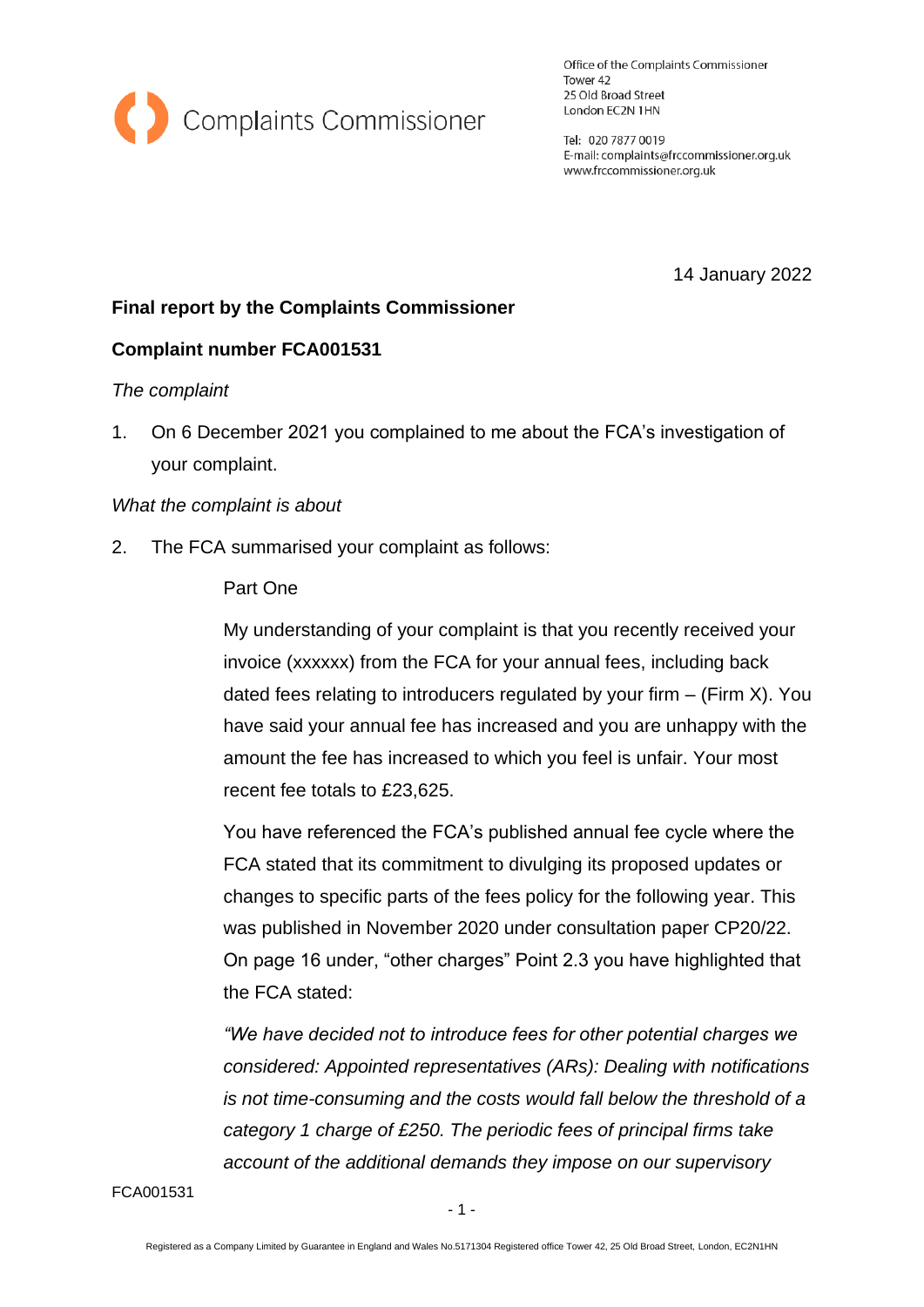Complaints Commissioner

Office of the Complaints Commissioner
Tower 42
25 Old Broad Street
London EC2N 1HN

Tel: 020 7877 0019
E-mail: complaints@frccommissioner.org.uk
www.frccommissioner.org.uk

14 January 2022

**Final report by the Complaints Commissioner**

**Complaint number FCA001531**

*The complaint*

1. On 6 December 2021 you complained to me about the FCA's investigation of your complaint.

*What the complaint is about*

2. The FCA summarised your complaint as follows:

   Part One

   My understanding of your complaint is that you recently received your invoice (xxxxxx) from the FCA for your annual fees, including back dated fees relating to introducers regulated by your firm – (Firm X). You have said your annual fee has increased and you are unhappy with the amount the fee has increased to which you feel is unfair. Your most recent fee totals to £23,625.

   You have referenced the FCA's published annual fee cycle where the FCA stated that its commitment to divulging its proposed updates or changes to specific parts of the fees policy for the following year. This was published in November 2020 under consultation paper CP20/22. On page 16 under, "other charges" Point 2.3 you have highlighted that the FCA stated:

   *"We have decided not to introduce fees for other potential charges we considered: Appointed representatives (ARs): Dealing with notifications is not time-consuming and the costs would fall below the threshold of a category 1 charge of £250. The periodic fees of principal firms take account of the additional demands they impose on our supervisory*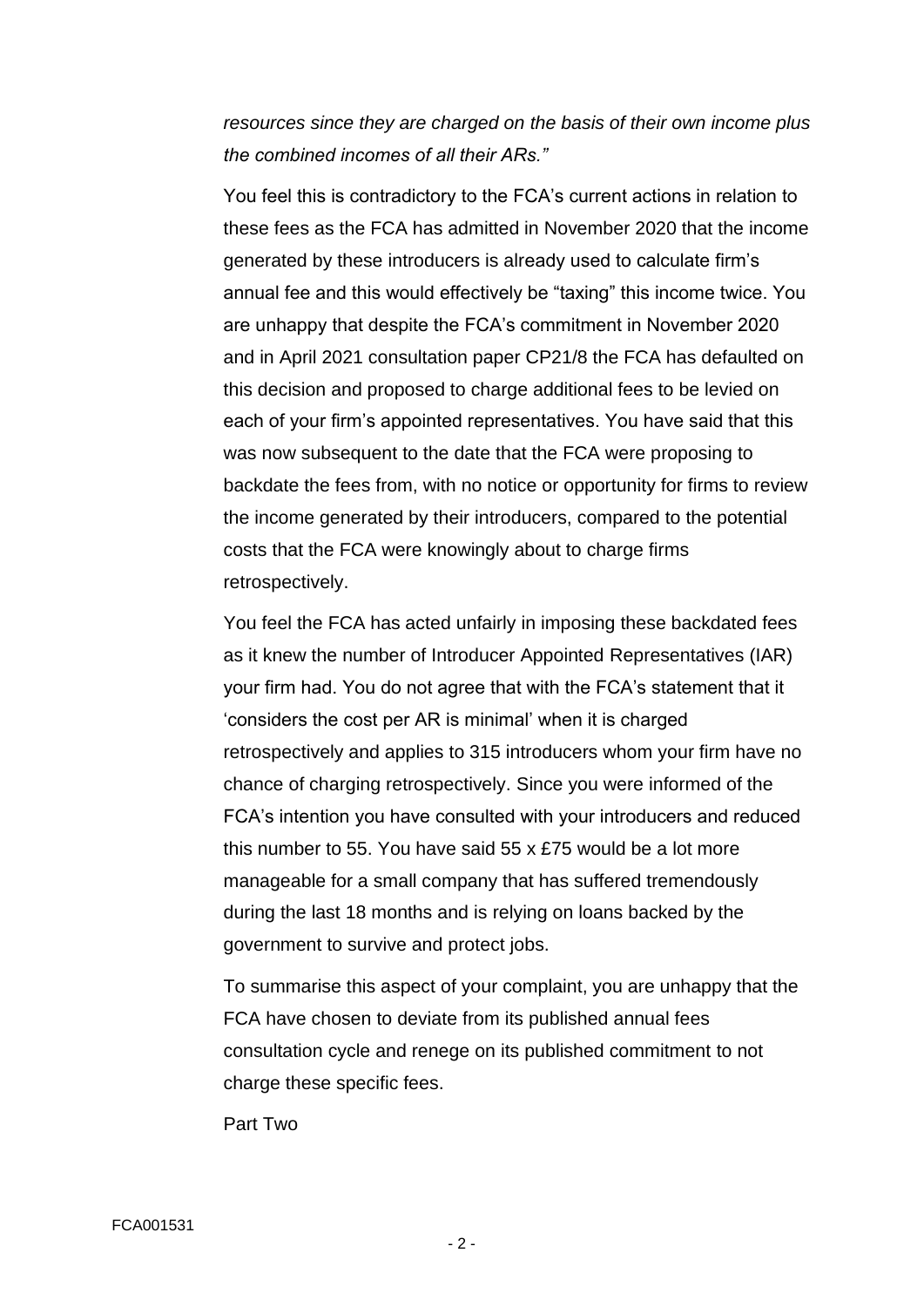*resources since they are charged on the basis of their own income plus the combined incomes of all their ARs."*

You feel this is contradictory to the FCA's current actions in relation to these fees as the FCA has admitted in November 2020 that the income generated by these introducers is already used to calculate firm's annual fee and this would effectively be "taxing" this income twice. You are unhappy that despite the FCA's commitment in November 2020 and in April 2021 consultation paper CP21/8 the FCA has defaulted on this decision and proposed to charge additional fees to be levied on each of your firm's appointed representatives. You have said that this was now subsequent to the date that the FCA were proposing to backdate the fees from, with no notice or opportunity for firms to review the income generated by their introducers, compared to the potential costs that the FCA were knowingly about to charge firms retrospectively.

You feel the FCA has acted unfairly in imposing these backdated fees as it knew the number of Introducer Appointed Representatives (IAR) your firm had. You do not agree that with the FCA's statement that it 'considers the cost per AR is minimal' when it is charged retrospectively and applies to 315 introducers whom your firm have no chance of charging retrospectively. Since you were informed of the FCA's intention you have consulted with your introducers and reduced this number to 55. You have said 55 x £75 would be a lot more manageable for a small company that has suffered tremendously during the last 18 months and is relying on loans backed by the government to survive and protect jobs.

To summarise this aspect of your complaint, you are unhappy that the FCA have chosen to deviate from its published annual fees consultation cycle and renege on its published commitment to not charge these specific fees.

Part Two

FCA001531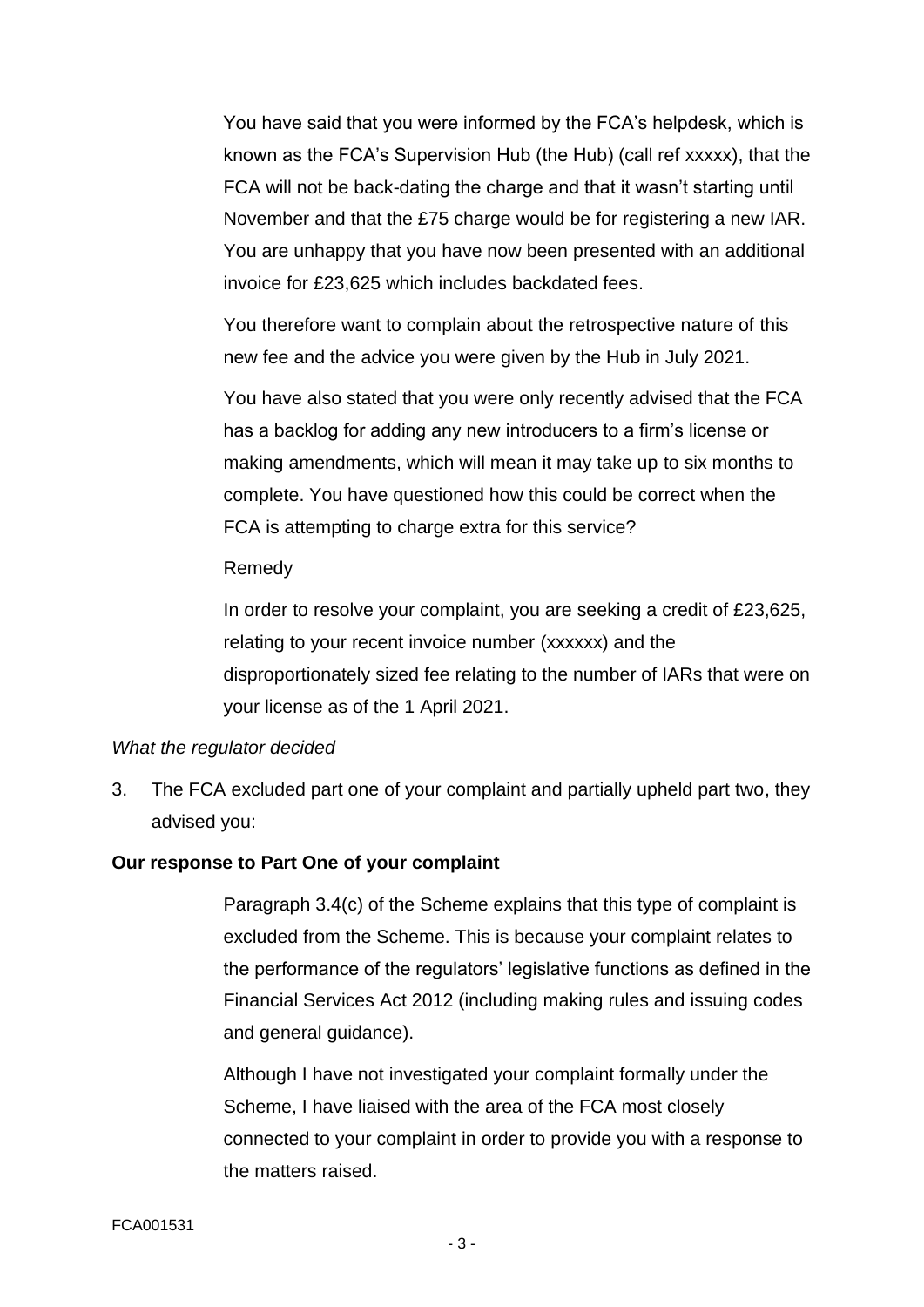You have said that you were informed by the FCA's helpdesk, which is known as the FCA's Supervision Hub (the Hub) (call ref xxxxx), that the FCA will not be back-dating the charge and that it wasn't starting until November and that the £75 charge would be for registering a new IAR. You are unhappy that you have now been presented with an additional invoice for £23,625 which includes backdated fees.

You therefore want to complain about the retrospective nature of this new fee and the advice you were given by the Hub in July 2021.

You have also stated that you were only recently advised that the FCA has a backlog for adding any new introducers to a firm's license or making amendments, which will mean it may take up to six months to complete. You have questioned how this could be correct when the FCA is attempting to charge extra for this service?

Remedy

In order to resolve your complaint, you are seeking a credit of £23,625, relating to your recent invoice number (xxxxxx) and the disproportionately sized fee relating to the number of IARs that were on your license as of the 1 April 2021.

*What the regulator decided*

3. The FCA excluded part one of your complaint and partially upheld part two, they advised you:

**Our response to Part One of your complaint**

Paragraph 3.4(c) of the Scheme explains that this type of complaint is excluded from the Scheme. This is because your complaint relates to the performance of the regulators' legislative functions as defined in the Financial Services Act 2012 (including making rules and issuing codes and general guidance).

Although I have not investigated your complaint formally under the Scheme, I have liaised with the area of the FCA most closely connected to your complaint in order to provide you with a response to the matters raised.

FCA001531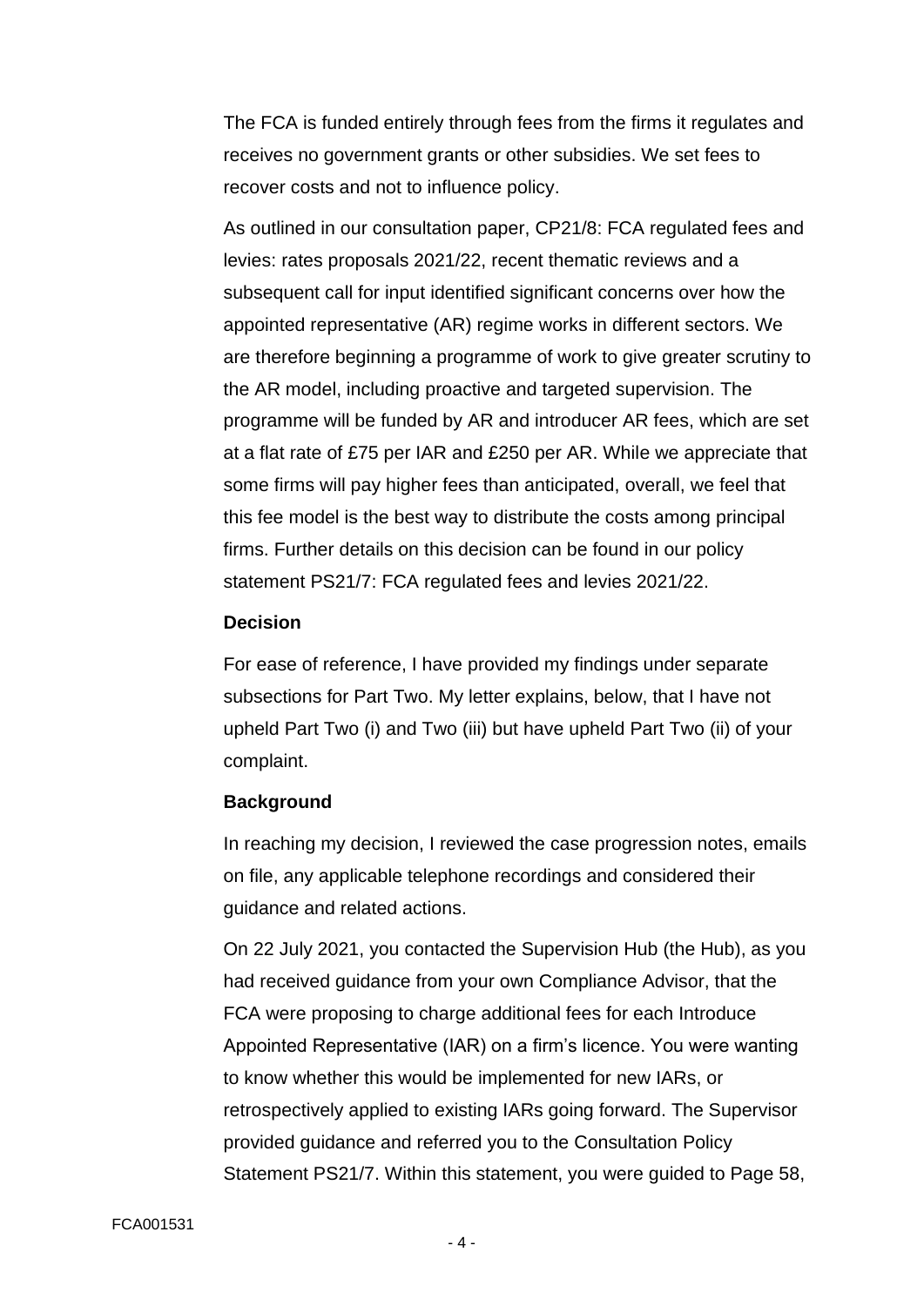The FCA is funded entirely through fees from the firms it regulates and receives no government grants or other subsidies. We set fees to recover costs and not to influence policy.

As outlined in our consultation paper, CP21/8: FCA regulated fees and levies: rates proposals 2021/22, recent thematic reviews and a subsequent call for input identified significant concerns over how the appointed representative (AR) regime works in different sectors. We are therefore beginning a programme of work to give greater scrutiny to the AR model, including proactive and targeted supervision. The programme will be funded by AR and introducer AR fees, which are set at a flat rate of £75 per IAR and £250 per AR. While we appreciate that some firms will pay higher fees than anticipated, overall, we feel that this fee model is the best way to distribute the costs among principal firms. Further details on this decision can be found in our policy statement PS21/7: FCA regulated fees and levies 2021/22.

**Decision**

For ease of reference, I have provided my findings under separate subsections for Part Two. My letter explains, below, that I have not upheld Part Two (i) and Two (iii) but have upheld Part Two (ii) of your complaint.

**Background**

In reaching my decision, I reviewed the case progression notes, emails on file, any applicable telephone recordings and considered their guidance and related actions.

On 22 July 2021, you contacted the Supervision Hub (the Hub), as you had received guidance from your own Compliance Advisor, that the FCA were proposing to charge additional fees for each Introduce Appointed Representative (IAR) on a firm's licence. You were wanting to know whether this would be implemented for new IARs, or retrospectively applied to existing IARs going forward. The Supervisor provided guidance and referred you to the Consultation Policy Statement PS21/7. Within this statement, you were guided to Page 58,

FCA001531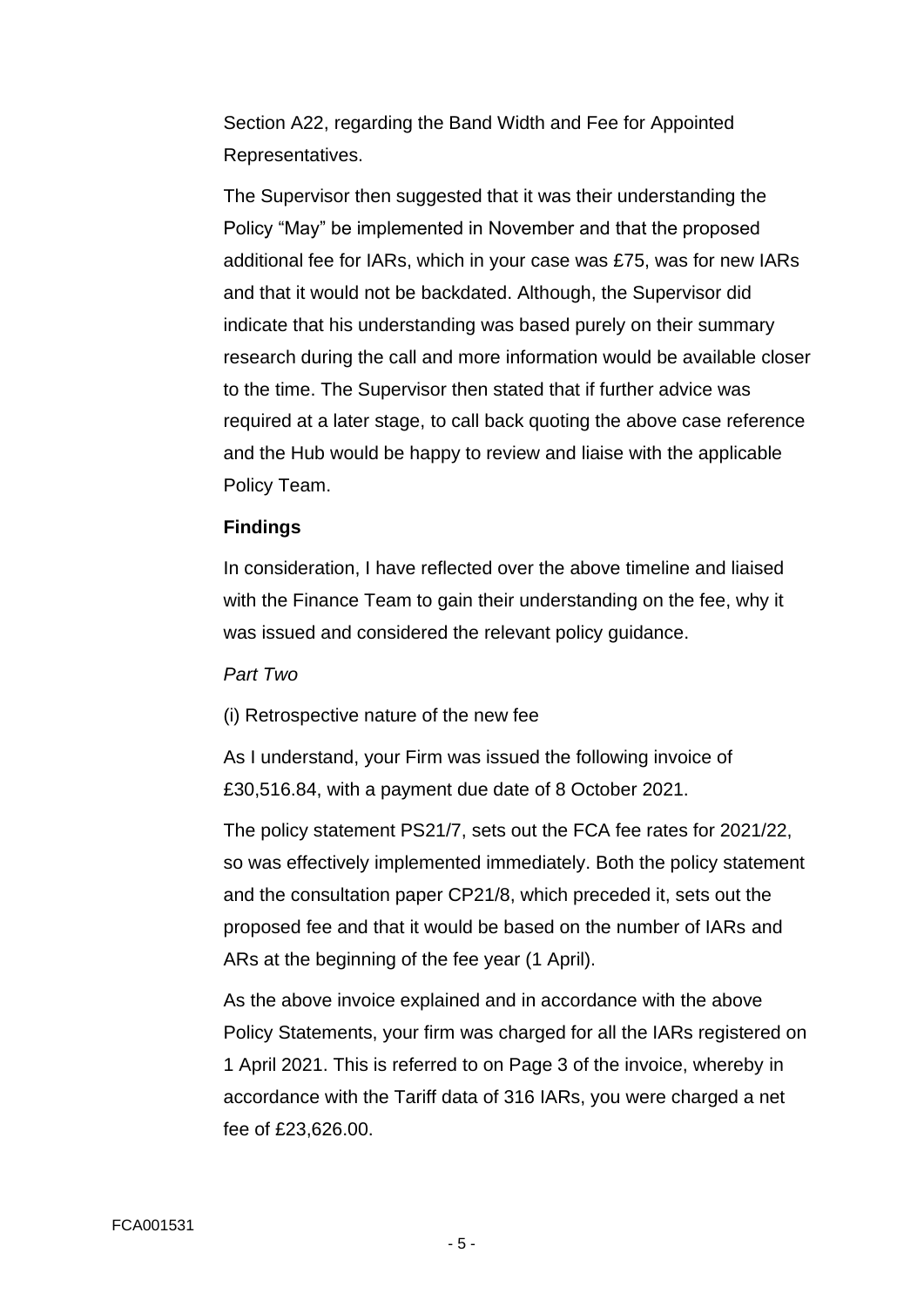Section A22, regarding the Band Width and Fee for Appointed Representatives.

The Supervisor then suggested that it was their understanding the Policy "May" be implemented in November and that the proposed additional fee for IARs, which in your case was £75, was for new IARs and that it would not be backdated. Although, the Supervisor did indicate that his understanding was based purely on their summary research during the call and more information would be available closer to the time. The Supervisor then stated that if further advice was required at a later stage, to call back quoting the above case reference and the Hub would be happy to review and liaise with the applicable Policy Team.

**Findings**

In consideration, I have reflected over the above timeline and liaised with the Finance Team to gain their understanding on the fee, why it was issued and considered the relevant policy guidance.

*Part Two*

(i) Retrospective nature of the new fee

As I understand, your Firm was issued the following invoice of £30,516.84, with a payment due date of 8 October 2021.

The policy statement PS21/7, sets out the FCA fee rates for 2021/22, so was effectively implemented immediately. Both the policy statement and the consultation paper CP21/8, which preceded it, sets out the proposed fee and that it would be based on the number of IARs and ARs at the beginning of the fee year (1 April).

As the above invoice explained and in accordance with the above Policy Statements, your firm was charged for all the IARs registered on 1 April 2021. This is referred to on Page 3 of the invoice, whereby in accordance with the Tariff data of 316 IARs, you were charged a net fee of £23,626.00.

FCA001531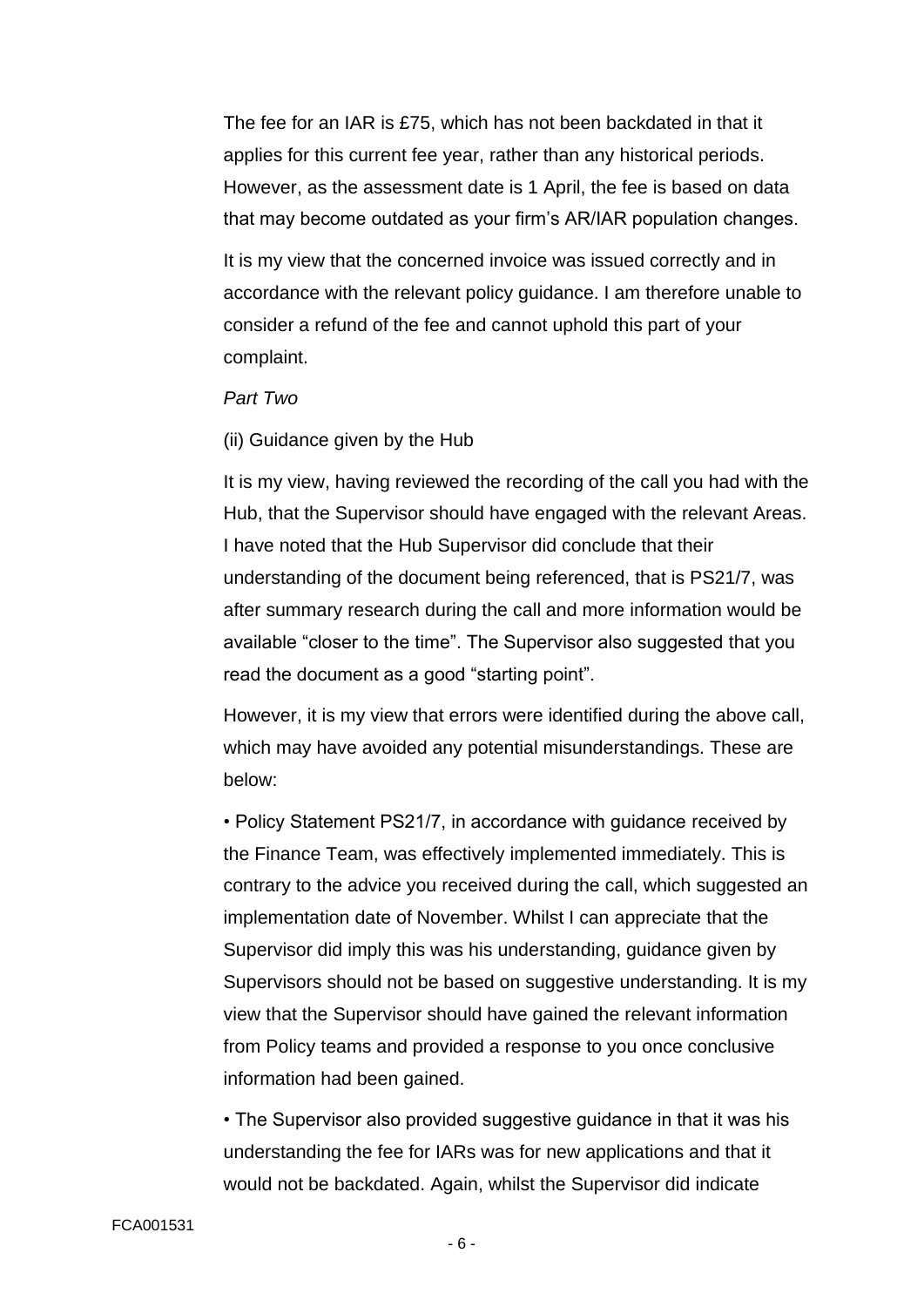The fee for an IAR is £75, which has not been backdated in that it applies for this current fee year, rather than any historical periods. However, as the assessment date is 1 April, the fee is based on data that may become outdated as your firm's AR/IAR population changes.

It is my view that the concerned invoice was issued correctly and in accordance with the relevant policy guidance. I am therefore unable to consider a refund of the fee and cannot uphold this part of your complaint.

*Part Two*

(ii) Guidance given by the Hub

It is my view, having reviewed the recording of the call you had with the Hub, that the Supervisor should have engaged with the relevant Areas. I have noted that the Hub Supervisor did conclude that their understanding of the document being referenced, that is PS21/7, was after summary research during the call and more information would be available "closer to the time". The Supervisor also suggested that you read the document as a good "starting point".

However, it is my view that errors were identified during the above call, which may have avoided any potential misunderstandings. These are below:

• Policy Statement PS21/7, in accordance with guidance received by the Finance Team, was effectively implemented immediately. This is contrary to the advice you received during the call, which suggested an implementation date of November. Whilst I can appreciate that the Supervisor did imply this was his understanding, guidance given by Supervisors should not be based on suggestive understanding. It is my view that the Supervisor should have gained the relevant information from Policy teams and provided a response to you once conclusive information had been gained.

• The Supervisor also provided suggestive guidance in that it was his understanding the fee for IARs was for new applications and that it would not be backdated. Again, whilst the Supervisor did indicate

FCA001531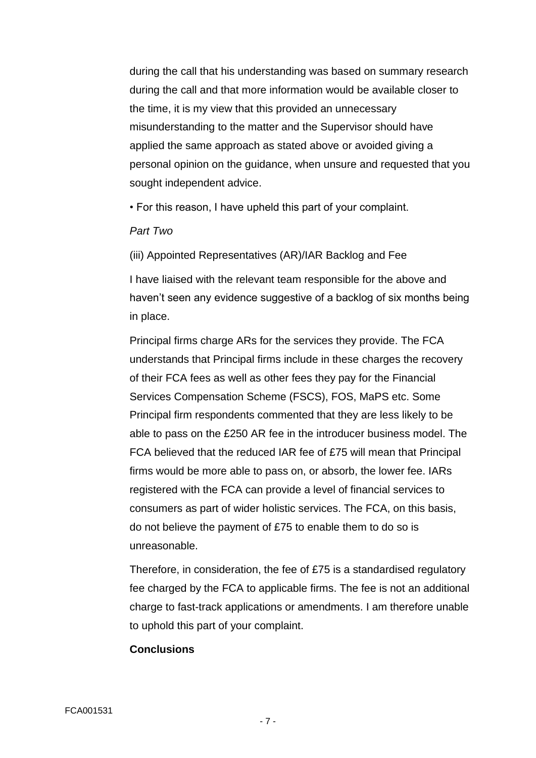during the call that his understanding was based on summary research during the call and that more information would be available closer to the time, it is my view that this provided an unnecessary misunderstanding to the matter and the Supervisor should have applied the same approach as stated above or avoided giving a personal opinion on the guidance, when unsure and requested that you sought independent advice.

• For this reason, I have upheld this part of your complaint.

*Part Two*

(iii) Appointed Representatives (AR)/IAR Backlog and Fee

I have liaised with the relevant team responsible for the above and haven't seen any evidence suggestive of a backlog of six months being in place.

Principal firms charge ARs for the services they provide. The FCA understands that Principal firms include in these charges the recovery of their FCA fees as well as other fees they pay for the Financial Services Compensation Scheme (FSCS), FOS, MaPS etc. Some Principal firm respondents commented that they are less likely to be able to pass on the £250 AR fee in the introducer business model. The FCA believed that the reduced IAR fee of £75 will mean that Principal firms would be more able to pass on, or absorb, the lower fee. IARs registered with the FCA can provide a level of financial services to consumers as part of wider holistic services. The FCA, on this basis, do not believe the payment of £75 to enable them to do so is unreasonable.

Therefore, in consideration, the fee of £75 is a standardised regulatory fee charged by the FCA to applicable firms. The fee is not an additional charge to fast-track applications or amendments. I am therefore unable to uphold this part of your complaint.

**Conclusions**

FCA001531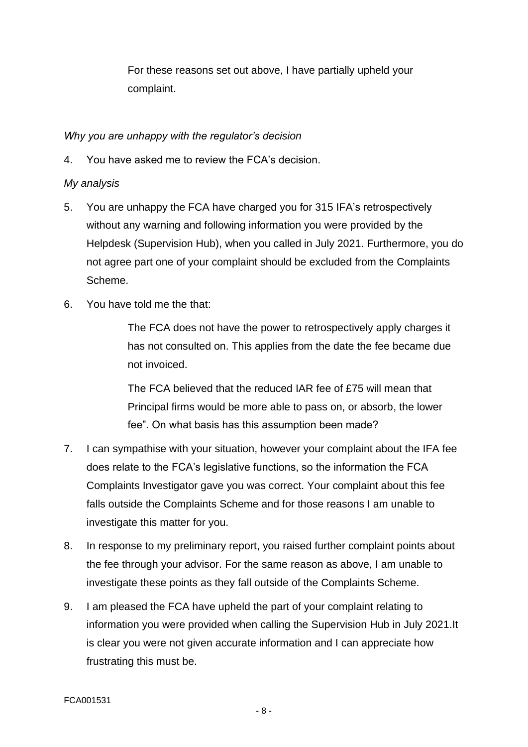For these reasons set out above, I have partially upheld your complaint.

*Why you are unhappy with the regulator's decision*

4. You have asked me to review the FCA's decision.

*My analysis*

5. You are unhappy the FCA have charged you for 315 IFA's retrospectively without any warning and following information you were provided by the Helpdesk (Supervision Hub), when you called in July 2021. Furthermore, you do not agree part one of your complaint should be excluded from the Complaints Scheme.

6. You have told me the that:

   The FCA does not have the power to retrospectively apply charges it has not consulted on. This applies from the date the fee became due not invoiced.

   The FCA believed that the reduced IAR fee of £75 will mean that Principal firms would be more able to pass on, or absorb, the lower fee". On what basis has this assumption been made?

7. I can sympathise with your situation, however your complaint about the IFA fee does relate to the FCA's legislative functions, so the information the FCA Complaints Investigator gave you was correct. Your complaint about this fee falls outside the Complaints Scheme and for those reasons I am unable to investigate this matter for you.

8. In response to my preliminary report, you raised further complaint points about the fee through your advisor. For the same reason as above, I am unable to investigate these points as they fall outside of the Complaints Scheme.

9. I am pleased the FCA have upheld the part of your complaint relating to information you were provided when calling the Supervision Hub in July 2021.It is clear you were not given accurate information and I can appreciate how frustrating this must be.

FCA001531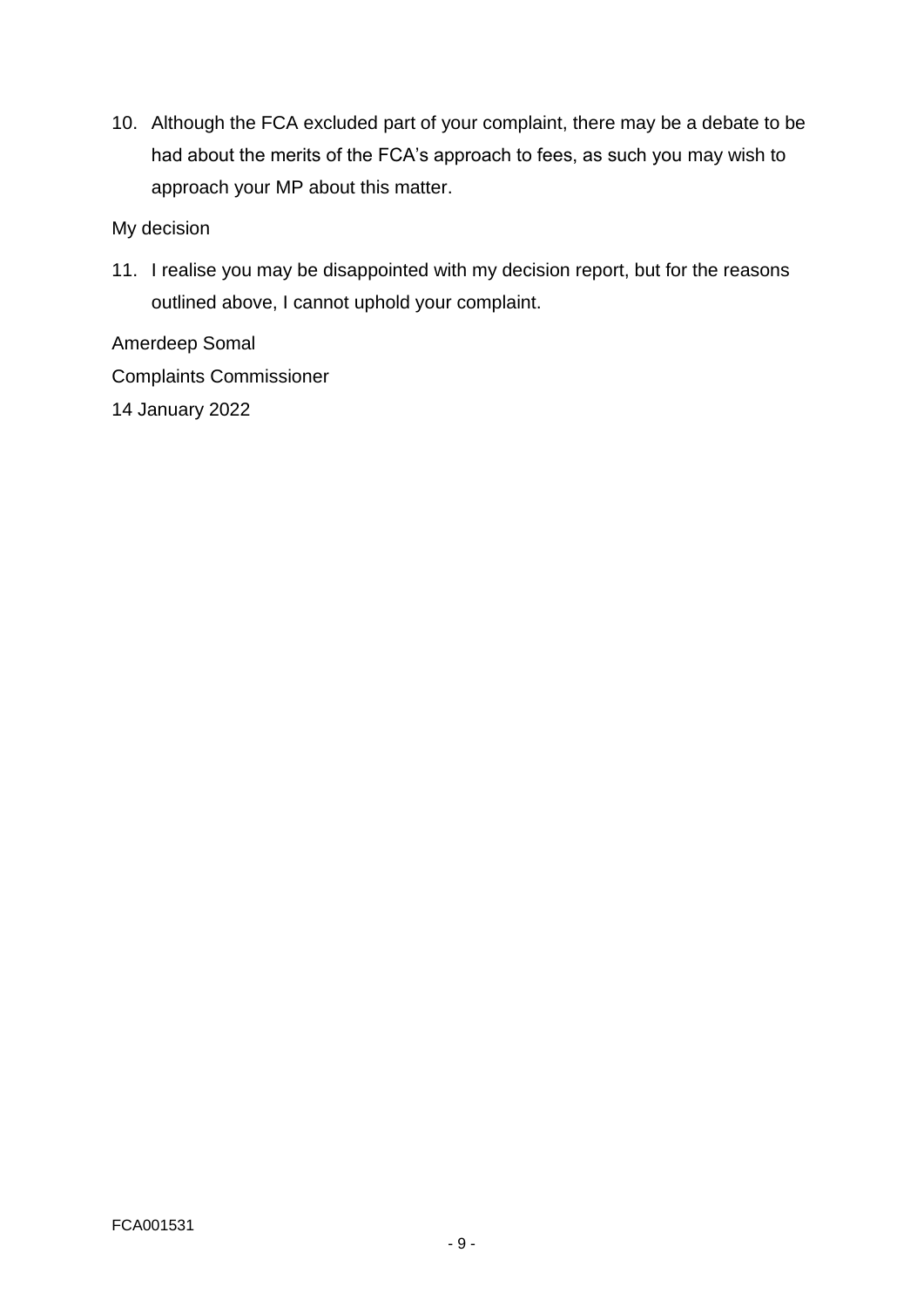10. Although the FCA excluded part of your complaint, there may be a debate to be had about the merits of the FCA's approach to fees, as such you may wish to approach your MP about this matter.

My decision

11. I realise you may be disappointed with my decision report, but for the reasons outlined above, I cannot uphold your complaint.

Amerdeep Somal

Complaints Commissioner

14 January 2022

FCA001531